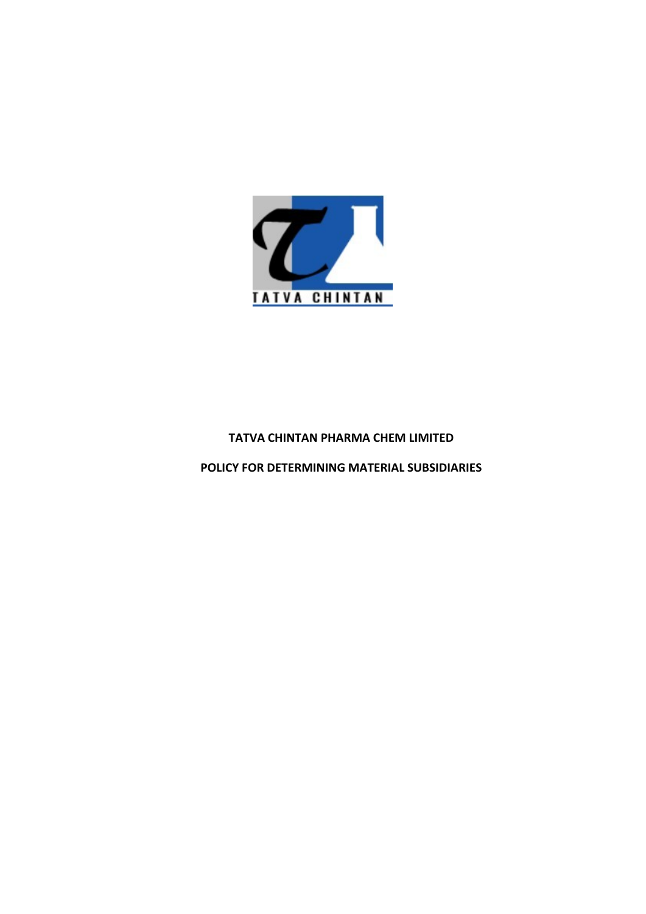# TATVA CHINTAN PHARMA CHEM LIMITED

## POLICY FOR DETERMINING MATERIAL SUBSIDIARIES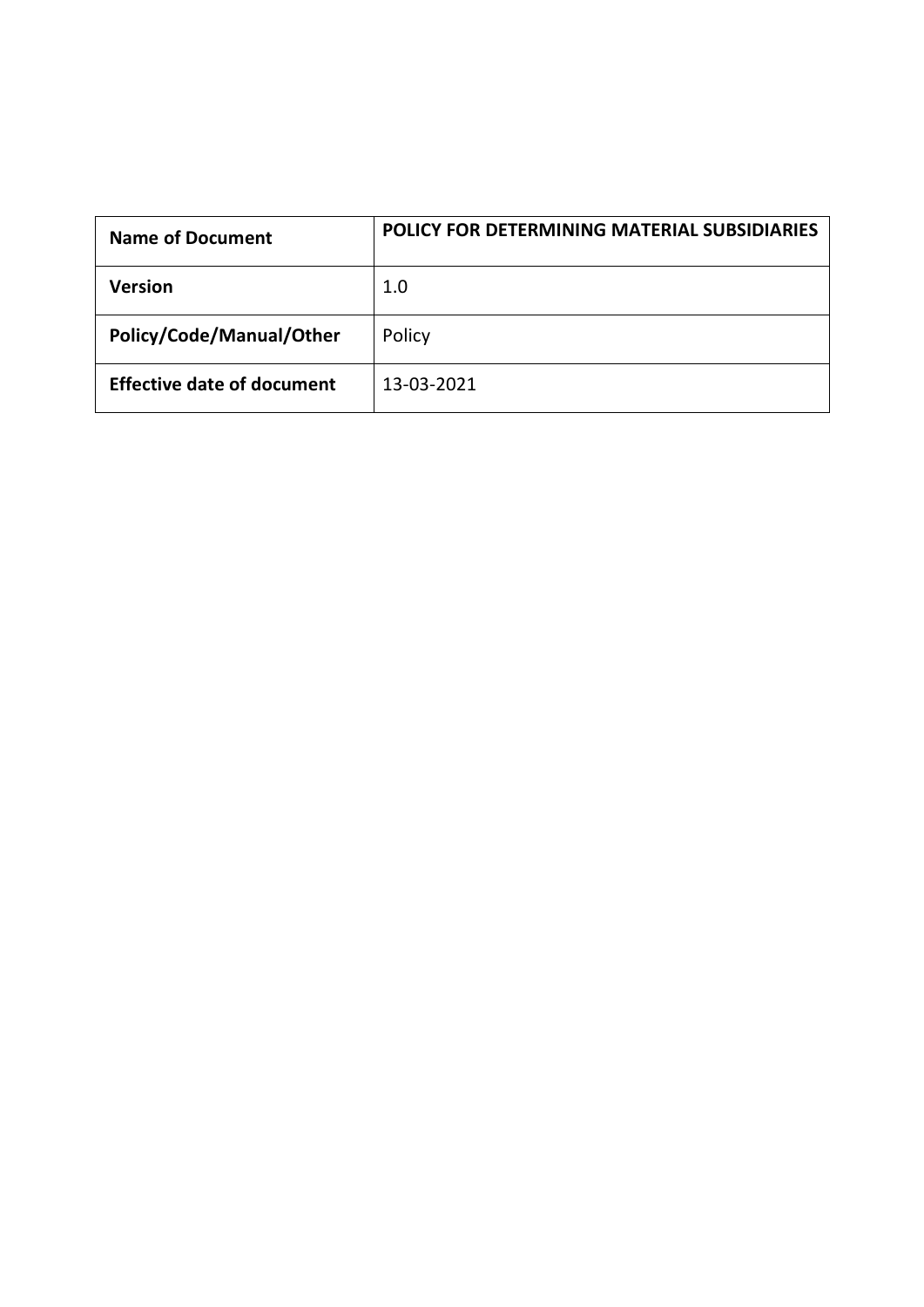| Name of Document | POLICY FOR DETERMINING MATERIAL SUBSIDIARIES |
| --- | --- |
| Version | 1.0 |
| Policy/Code/Manual/Other | Policy |
| Effective date of document | 13-03-2021 |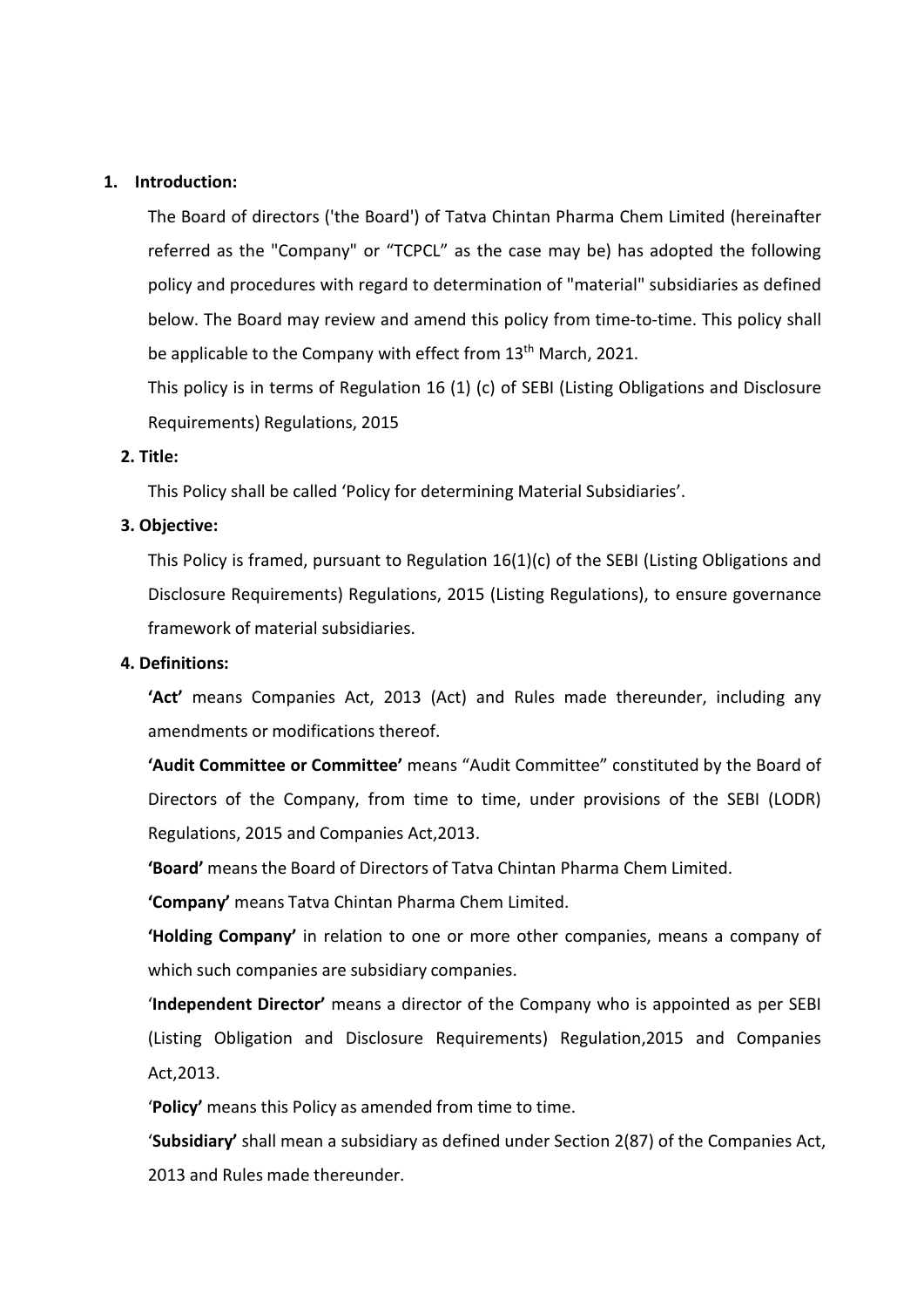## 1. Introduction:

The Board of directors ('the Board') of Tatva Chintan Pharma Chem Limited (hereinafter referred as the "Company" or "TCPCL" as the case may be) has adopted the following policy and procedures with regard to determination of "material" subsidiaries as defined below. The Board may review and amend this policy from time-to-time. This policy shall be applicable to the Company with effect from 13th March, 2021.

This policy is in terms of Regulation 16 (1) (c) of SEBI (Listing Obligations and Disclosure Requirements) Regulations, 2015

## 2. Title:

This Policy shall be called 'Policy for determining Material Subsidiaries'.

## 3. Objective:

This Policy is framed, pursuant to Regulation 16(1)(c) of the SEBI (Listing Obligations and Disclosure Requirements) Regulations, 2015 (Listing Regulations), to ensure governance framework of material subsidiaries.

## 4. Definitions:

**'Act'** means Companies Act, 2013 (Act) and Rules made thereunder, including any amendments or modifications thereof.

**'Audit Committee or Committee'** means "Audit Committee" constituted by the Board of Directors of the Company, from time to time, under provisions of the SEBI (LODR) Regulations, 2015 and Companies Act,2013.

**'Board'** means the Board of Directors of Tatva Chintan Pharma Chem Limited.

**'Company'** means Tatva Chintan Pharma Chem Limited.

**'Holding Company'** in relation to one or more other companies, means a company of which such companies are subsidiary companies.

'**Independent Director'** means a director of the Company who is appointed as per SEBI (Listing Obligation and Disclosure Requirements) Regulation,2015 and Companies Act,2013.

'**Policy'** means this Policy as amended from time to time.

'**Subsidiary'** shall mean a subsidiary as defined under Section 2(87) of the Companies Act, 2013 and Rules made thereunder.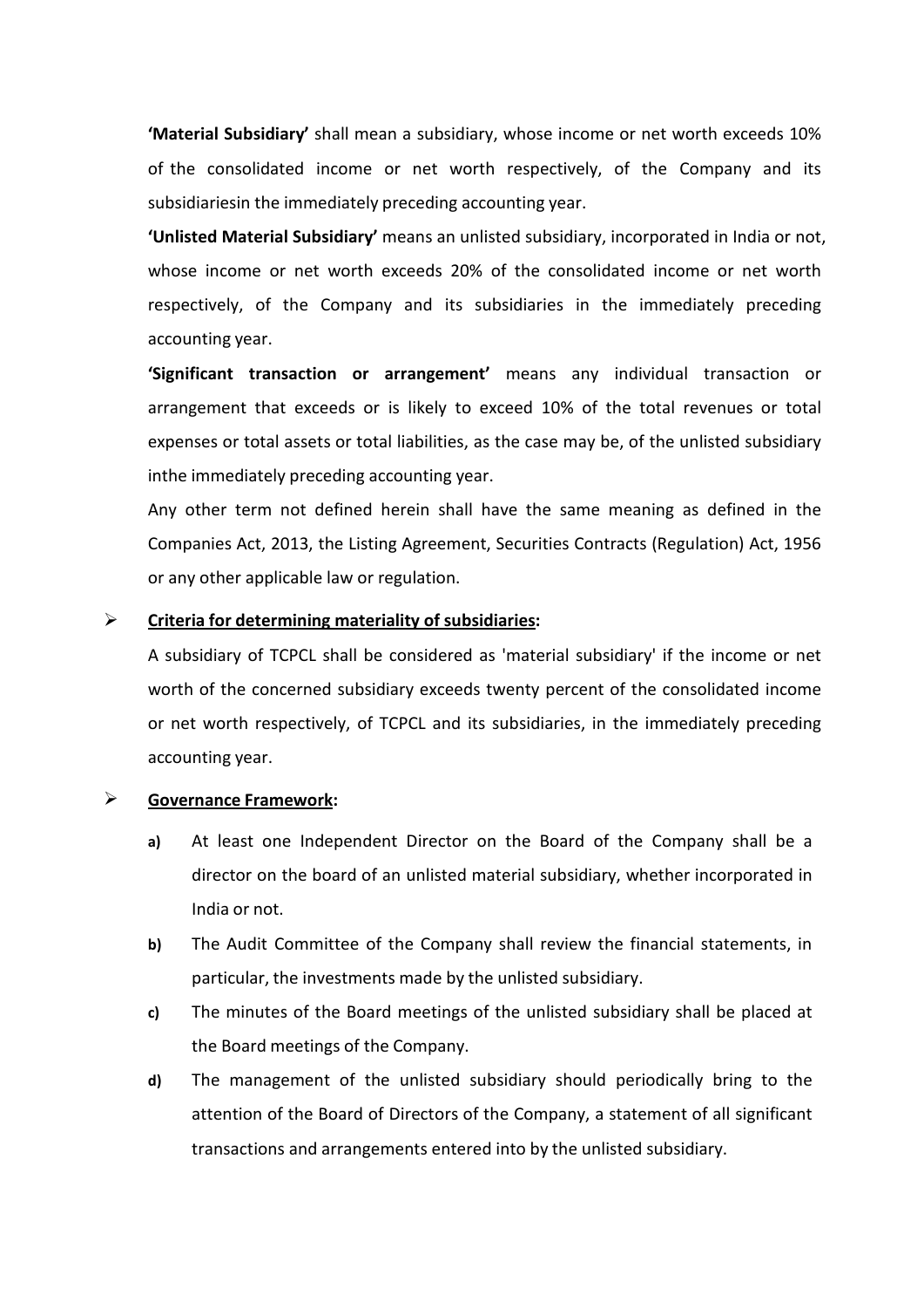**'Material Subsidiary'** shall mean a subsidiary, whose income or net worth exceeds 10% of the consolidated income or net worth respectively, of the Company and its subsidiariesin the immediately preceding accounting year.

**'Unlisted Material Subsidiary'** means an unlisted subsidiary, incorporated in India or not, whose income or net worth exceeds 20% of the consolidated income or net worth respectively, of the Company and its subsidiaries in the immediately preceding accounting year.

**'Significant transaction or arrangement'** means any individual transaction or arrangement that exceeds or is likely to exceed 10% of the total revenues or total expenses or total assets or total liabilities, as the case may be, of the unlisted subsidiary inthe immediately preceding accounting year.

Any other term not defined herein shall have the same meaning as defined in the Companies Act, 2013, the Listing Agreement, Securities Contracts (Regulation) Act, 1956 or any other applicable law or regulation.

- **Criteria for determining materiality of subsidiaries:**

  A subsidiary of TCPCL shall be considered as 'material subsidiary' if the income or net worth of the concerned subsidiary exceeds twenty percent of the consolidated income or net worth respectively, of TCPCL and its subsidiaries, in the immediately preceding accounting year.

- **Governance Framework:**

  **a)** At least one Independent Director on the Board of the Company shall be a director on the board of an unlisted material subsidiary, whether incorporated in India or not.

  **b)** The Audit Committee of the Company shall review the financial statements, in particular, the investments made by the unlisted subsidiary.

  **c)** The minutes of the Board meetings of the unlisted subsidiary shall be placed at the Board meetings of the Company.

  **d)** The management of the unlisted subsidiary should periodically bring to the attention of the Board of Directors of the Company, a statement of all significant transactions and arrangements entered into by the unlisted subsidiary.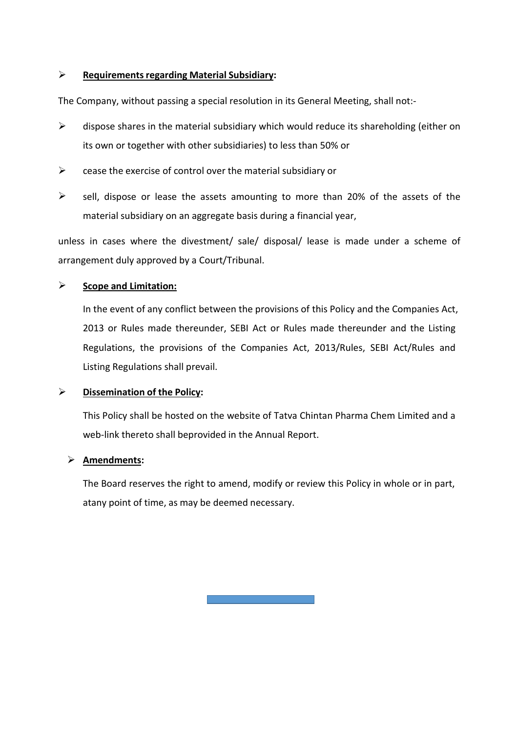- **Requirements regarding Material Subsidiary:**

The Company, without passing a special resolution in its General Meeting, shall not:-

- dispose shares in the material subsidiary which would reduce its shareholding (either on its own or together with other subsidiaries) to less than 50% or
- cease the exercise of control over the material subsidiary or
- sell, dispose or lease the assets amounting to more than 20% of the assets of the material subsidiary on an aggregate basis during a financial year,

unless in cases where the divestment/ sale/ disposal/ lease is made under a scheme of arrangement duly approved by a Court/Tribunal.

- **Scope and Limitation:**

  In the event of any conflict between the provisions of this Policy and the Companies Act, 2013 or Rules made thereunder, SEBI Act or Rules made thereunder and the Listing Regulations, the provisions of the Companies Act, 2013/Rules, SEBI Act/Rules and Listing Regulations shall prevail.

- **Dissemination of the Policy:**

  This Policy shall be hosted on the website of Tatva Chintan Pharma Chem Limited and a web-link thereto shall beprovided in the Annual Report.

- **Amendments:**

  The Board reserves the right to amend, modify or review this Policy in whole or in part, atany point of time, as may be deemed necessary.